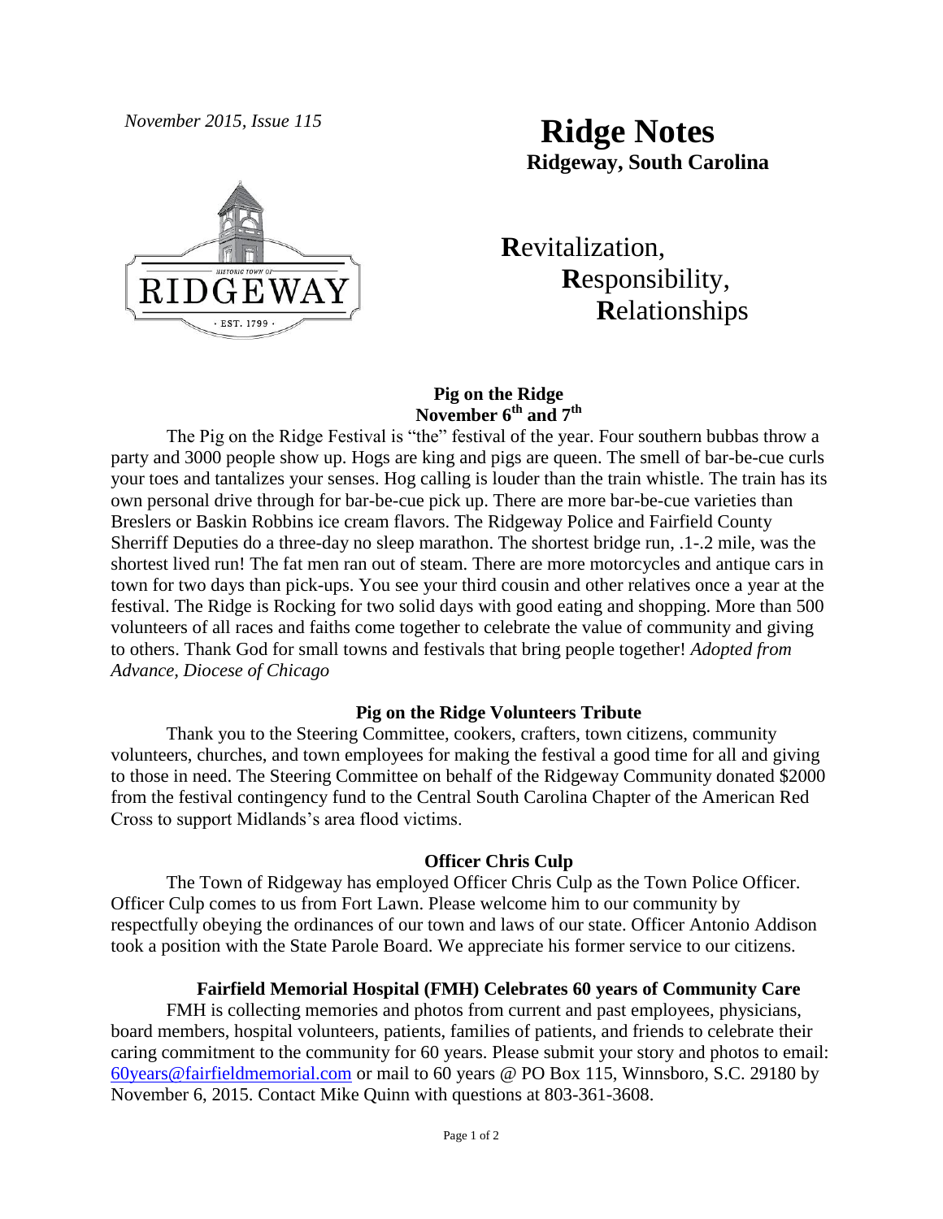*November 2015, Issue 115*

# Ridge Notes

**Ridgeway, South Carolina**

**R**evitalization,
**R**esponsibility,
**R**elationships

### Pig on the Ridge
### November 6th and 7th

The Pig on the Ridge Festival is "the" festival of the year. Four southern bubbas throw a party and 3000 people show up. Hogs are king and pigs are queen. The smell of bar-be-cue curls your toes and tantalizes your senses. Hog calling is louder than the train whistle. The train has its own personal drive through for bar-be-cue pick up. There are more bar-be-cue varieties than Breslers or Baskin Robbins ice cream flavors. The Ridgeway Police and Fairfield County Sherriff Deputies do a three-day no sleep marathon. The shortest bridge run, .1-.2 mile, was the shortest lived run! The fat men ran out of steam. There are more motorcycles and antique cars in town for two days than pick-ups. You see your third cousin and other relatives once a year at the festival. The Ridge is Rocking for two solid days with good eating and shopping. More than 500 volunteers of all races and faiths come together to celebrate the value of community and giving to others. Thank God for small towns and festivals that bring people together! *Adopted from Advance, Diocese of Chicago*

### Pig on the Ridge Volunteers Tribute

Thank you to the Steering Committee, cookers, crafters, town citizens, community volunteers, churches, and town employees for making the festival a good time for all and giving to those in need. The Steering Committee on behalf of the Ridgeway Community donated $2000 from the festival contingency fund to the Central South Carolina Chapter of the American Red Cross to support Midlands's area flood victims.

### Officer Chris Culp

The Town of Ridgeway has employed Officer Chris Culp as the Town Police Officer. Officer Culp comes to us from Fort Lawn. Please welcome him to our community by respectfully obeying the ordinances of our town and laws of our state. Officer Antonio Addison took a position with the State Parole Board. We appreciate his former service to our citizens.

### Fairfield Memorial Hospital (FMH) Celebrates 60 years of Community Care

FMH is collecting memories and photos from current and past employees, physicians, board members, hospital volunteers, patients, families of patients, and friends to celebrate their caring commitment to the community for 60 years. Please submit your story and photos to email: 60years@fairfieldmemorial.com or mail to 60 years @ PO Box 115, Winnsboro, S.C. 29180 by November 6, 2015. Contact Mike Quinn with questions at 803-361-3608.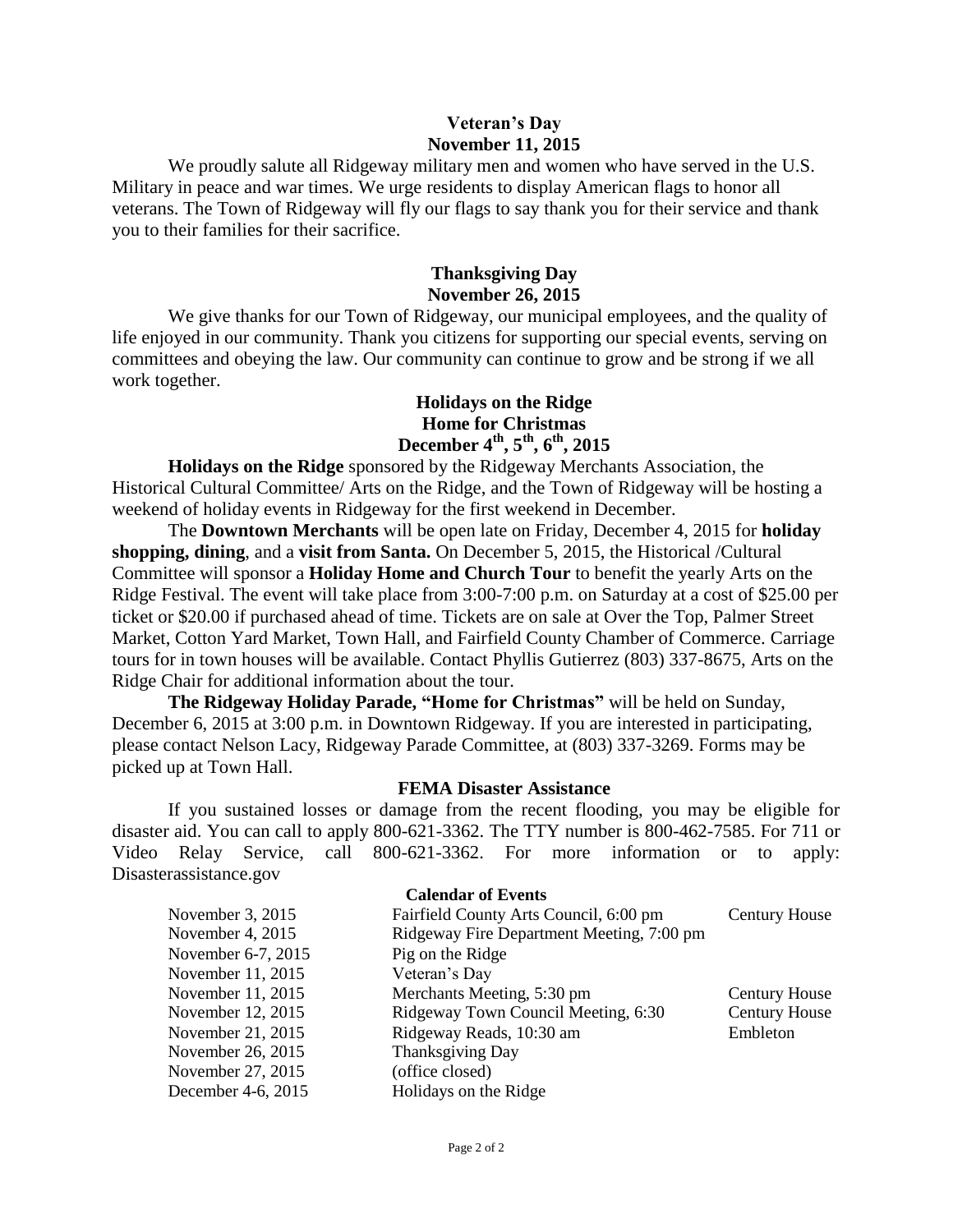## Veteran's Day
## November 11, 2015

We proudly salute all Ridgeway military men and women who have served in the U.S. Military in peace and war times. We urge residents to display American flags to honor all veterans. The Town of Ridgeway will fly our flags to say thank you for their service and thank you to their families for their sacrifice.

## Thanksgiving Day
## November 26, 2015

We give thanks for our Town of Ridgeway, our municipal employees, and the quality of life enjoyed in our community. Thank you citizens for supporting our special events, serving on committees and obeying the law. Our community can continue to grow and be strong if we all work together.

## Holidays on the Ridge
## Home for Christmas
## December 4th, 5th, 6th, 2015

**Holidays on the Ridge** sponsored by the Ridgeway Merchants Association, the Historical Cultural Committee/ Arts on the Ridge, and the Town of Ridgeway will be hosting a weekend of holiday events in Ridgeway for the first weekend in December.

The **Downtown Merchants** will be open late on Friday, December 4, 2015 for **holiday shopping, dining**, and a **visit from Santa.** On December 5, 2015, the Historical /Cultural Committee will sponsor a **Holiday Home and Church Tour** to benefit the yearly Arts on the Ridge Festival. The event will take place from 3:00-7:00 p.m. on Saturday at a cost of $25.00 per ticket or $20.00 if purchased ahead of time. Tickets are on sale at Over the Top, Palmer Street Market, Cotton Yard Market, Town Hall, and Fairfield County Chamber of Commerce. Carriage tours for in town houses will be available. Contact Phyllis Gutierrez (803) 337-8675, Arts on the Ridge Chair for additional information about the tour.

**The Ridgeway Holiday Parade, "Home for Christmas"** will be held on Sunday, December 6, 2015 at 3:00 p.m. in Downtown Ridgeway. If you are interested in participating, please contact Nelson Lacy, Ridgeway Parade Committee, at (803) 337-3269. Forms may be picked up at Town Hall.

## FEMA Disaster Assistance

If you sustained losses or damage from the recent flooding, you may be eligible for disaster aid. You can call to apply 800-621-3362. The TTY number is 800-462-7585. For 711 or Video Relay Service, call 800-621-3362. For more information or to apply: Disasterassistance.gov

## Calendar of Events

| | | |
|---|---|---|
| November 3, 2015 | Fairfield County Arts Council, 6:00 pm | Century House |
| November 4, 2015 | Ridgeway Fire Department Meeting, 7:00 pm | |
| November 6-7, 2015 | Pig on the Ridge | |
| November 11, 2015 | Veteran's Day | |
| November 11, 2015 | Merchants Meeting, 5:30 pm | Century House |
| November 12, 2015 | Ridgeway Town Council Meeting, 6:30 | Century House |
| November 21, 2015 | Ridgeway Reads, 10:30 am | Embleton |
| November 26, 2015 | Thanksgiving Day | |
| November 27, 2015 | (office closed) | |
| December 4-6, 2015 | Holidays on the Ridge | |